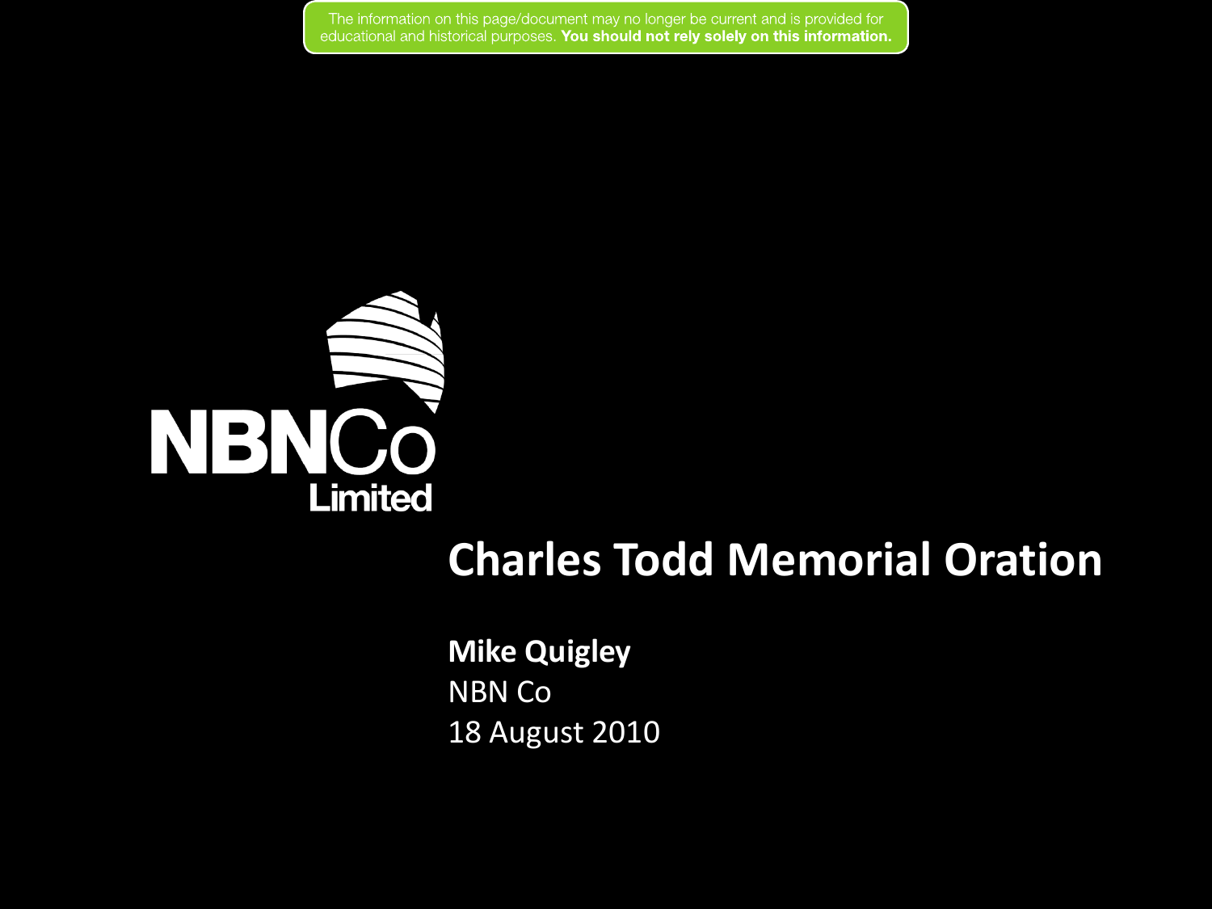The information on this page/document may no longer be current and is provided for educational and historical purposes. **You should not rely solely on this information.**

NBNCo Limited

# Charles Todd Memorial Oration

**Mike Quigley**
NBN Co
18 August 2010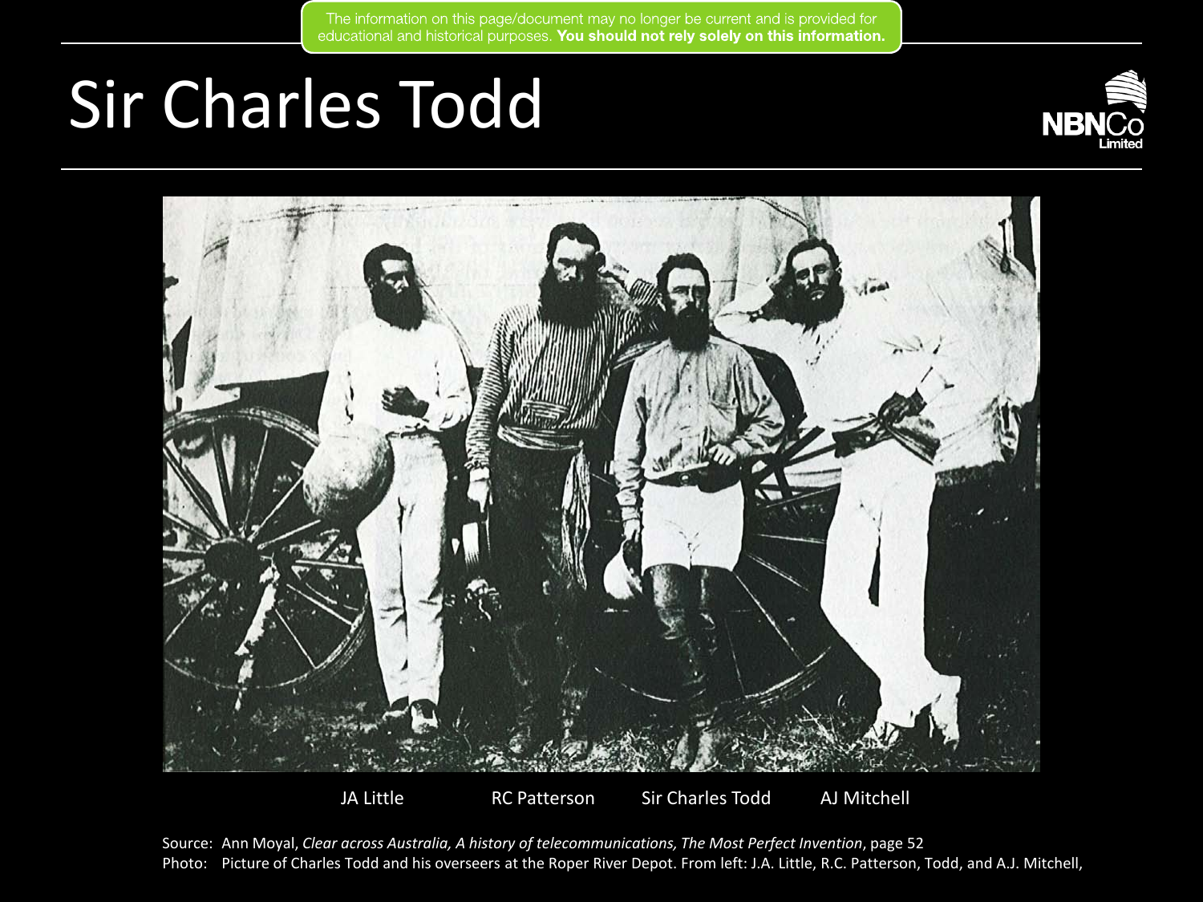The information on this page/document may no longer be current and is provided for educational and historical purposes. **You should not rely solely on this information.**

# Sir Charles Todd

JA Little　　RC Patterson　　Sir Charles Todd　　AJ Mitchell

Source: Ann Moyal, *Clear across Australia, A history of telecommunications, The Most Perfect Invention*, page 52

Photo: Picture of Charles Todd and his overseers at the Roper River Depot. From left: J.A. Little, R.C. Patterson, Todd, and A.J. Mitchell,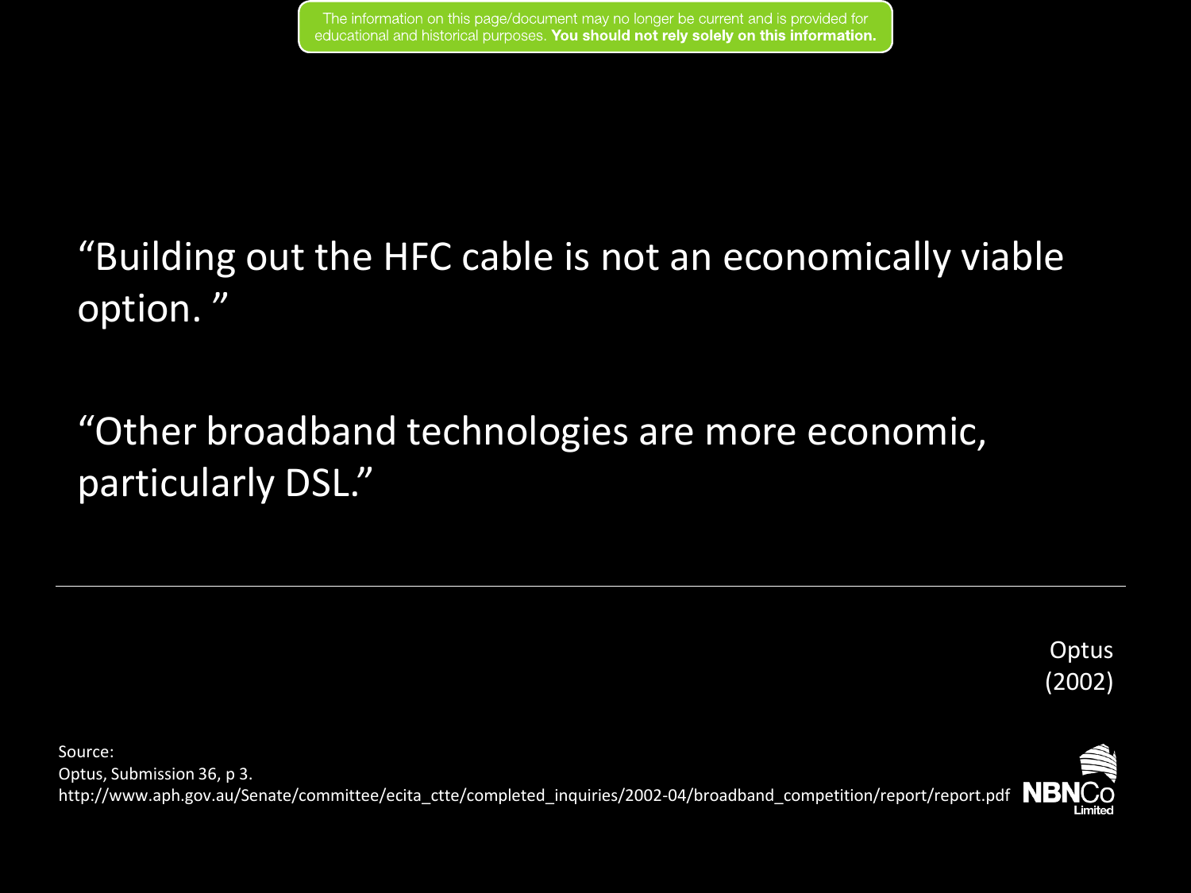The information on this page/document may no longer be current and is provided for educational and historical purposes. **You should not rely solely on this information.**

"Building out the HFC cable is not an economically viable option. "

"Other broadband technologies are more economic, particularly DSL."

---

Optus
(2002)

Source:
Optus, Submission 36, p 3.
http://www.aph.gov.au/Senate/committee/ecita_ctte/completed_inquiries/2002-04/broadband_competition/report/report.pdf

NBNCo Limited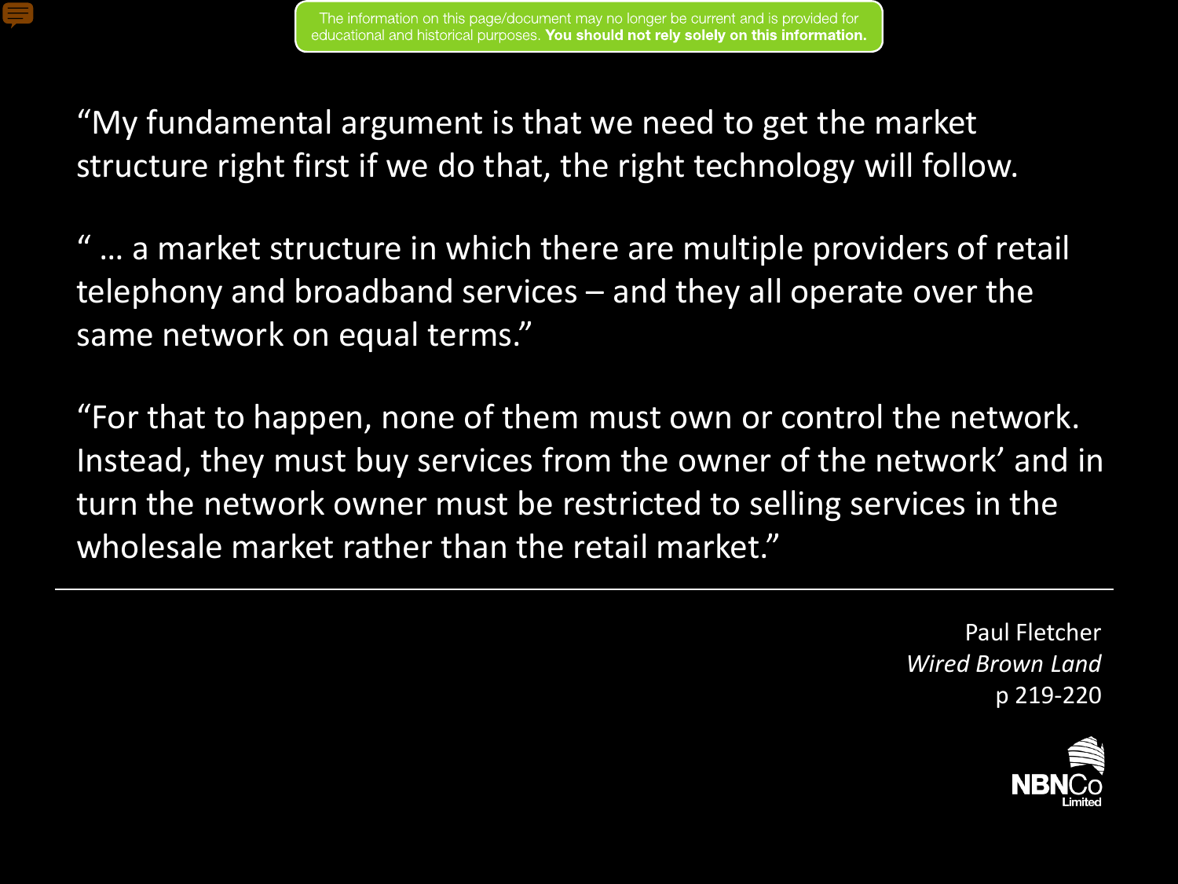"My fundamental argument is that we need to get the market structure right first if we do that, the right technology will follow.

" … a market structure in which there are multiple providers of retail telephony and broadband services – and they all operate over the same network on equal terms."

"For that to happen, none of them must own or control the network. Instead, they must buy services from the owner of the network' and in turn the network owner must be restricted to selling services in the wholesale market rather than the retail market."

---

Paul Fletcher
*Wired Brown Land*
p 219-220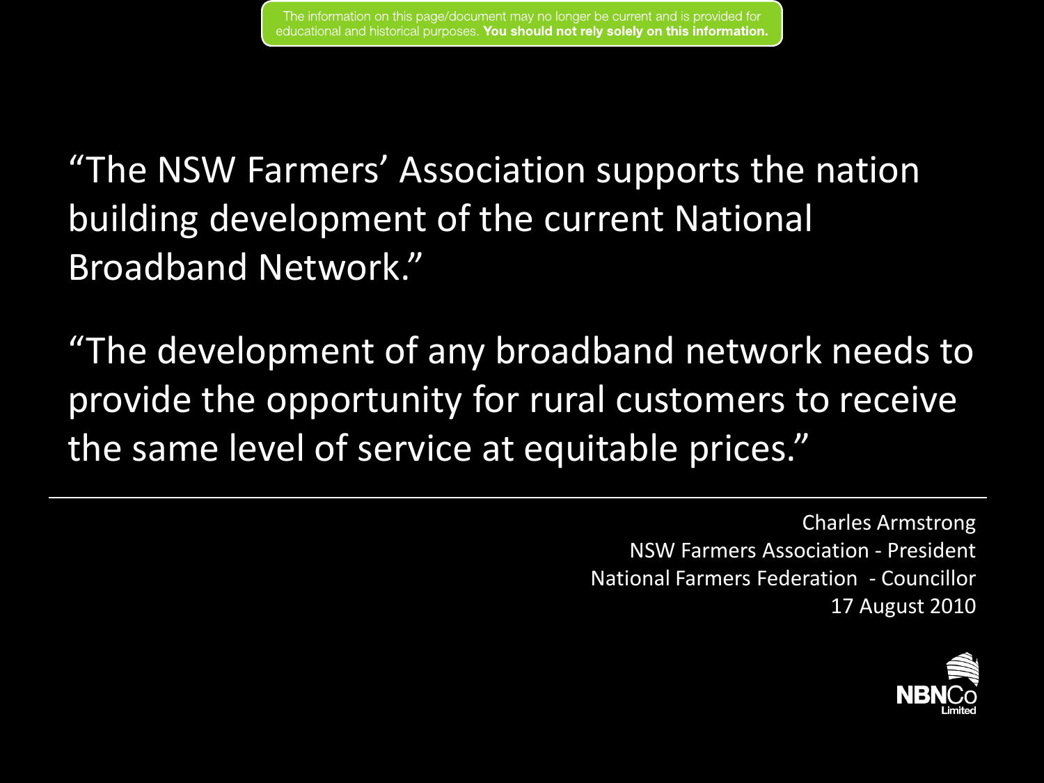The information on this page/document may no longer be current and is provided for educational and historical purposes. **You should not rely solely on this information.**

"The NSW Farmers' Association supports the nation building development of the current National Broadband Network."

"The development of any broadband network needs to provide the opportunity for rural customers to receive the same level of service at equitable prices."

---

Charles Armstrong
NSW Farmers Association - President
National Farmers Federation - Councillor
17 August 2010

NBNCo Limited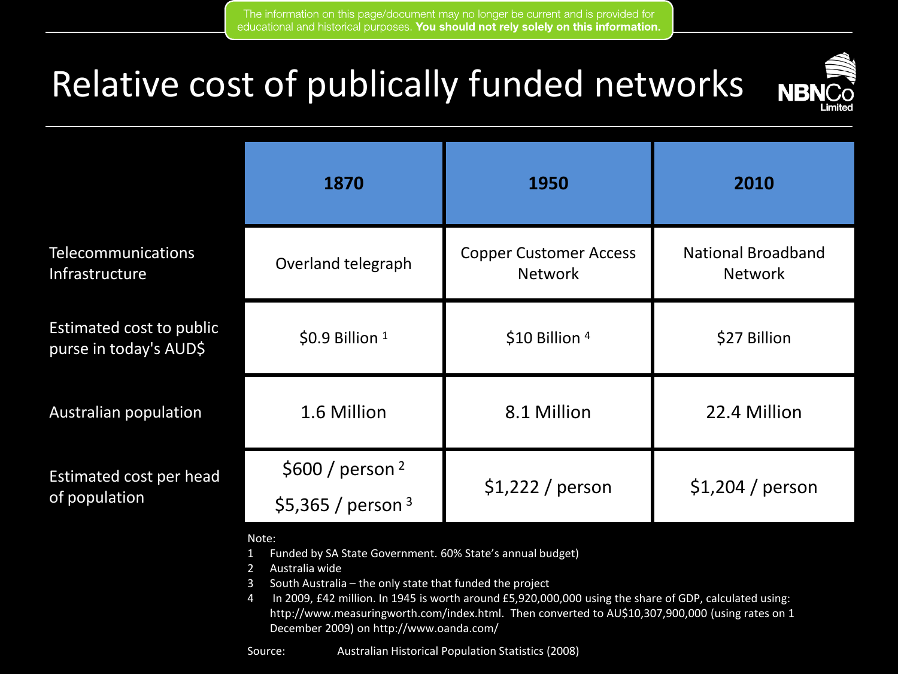The information on this page/document may no longer be current and is provided for educational and historical purposes. **You should not rely solely on this information.**

# Relative cost of publically funded networks

| | 1870 | 1950 | 2010 |
|---|---|---|---|
| Telecommunications Infrastructure | Overland telegraph | Copper Customer Access Network | National Broadband Network |
| Estimated cost to public purse in today's AUD$ | $0.9 Billion [1] | $10 Billion [4] | $27 Billion |
| Australian population | 1.6 Million | 8.1 Million | 22.4 Million |
| Estimated cost per head of population | $600 / person [2]<br>$5,365 / person [3] | $1,222 / person | $1,204 / person |

Note:

1. Funded by SA State Government. 60% State's annual budget)
2. Australia wide
3. South Australia – the only state that funded the project
4. In 2009, £42 million. In 1945 is worth around £5,920,000,000 using the share of GDP, calculated using: http://www.measuringworth.com/index.html. Then converted to AU$10,307,900,000 (using rates on 1 December 2009) on http://www.oanda.com/

Source: Australian Historical Population Statistics (2008)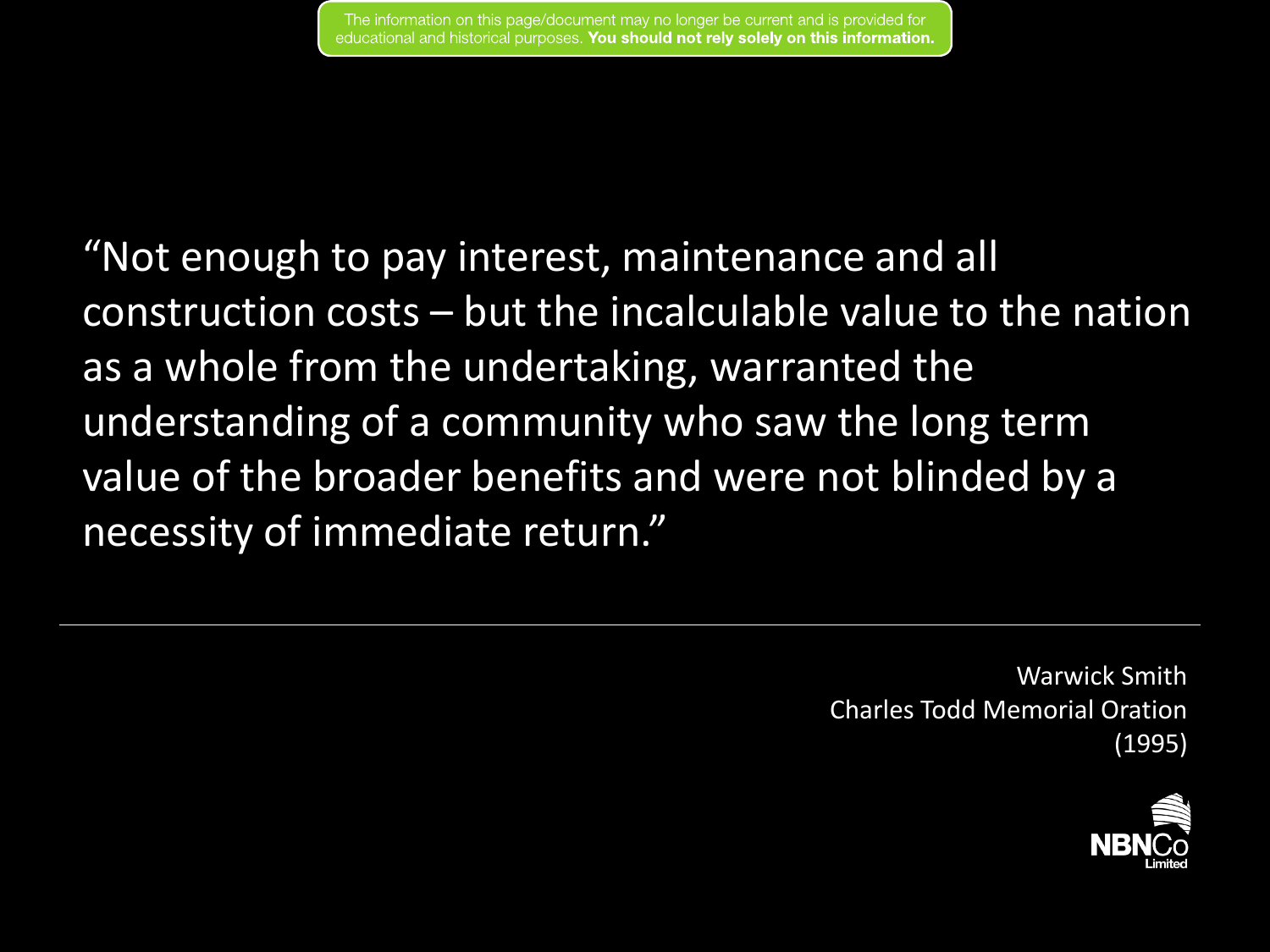The information on this page/document may no longer be current and is provided for educational and historical purposes. **You should not rely solely on this information.**

"Not enough to pay interest, maintenance and all construction costs – but the incalculable value to the nation as a whole from the undertaking, warranted the understanding of a community who saw the long term value of the broader benefits and were not blinded by a necessity of immediate return."

---

Warwick Smith
Charles Todd Memorial Oration
(1995)

NBNCo Limited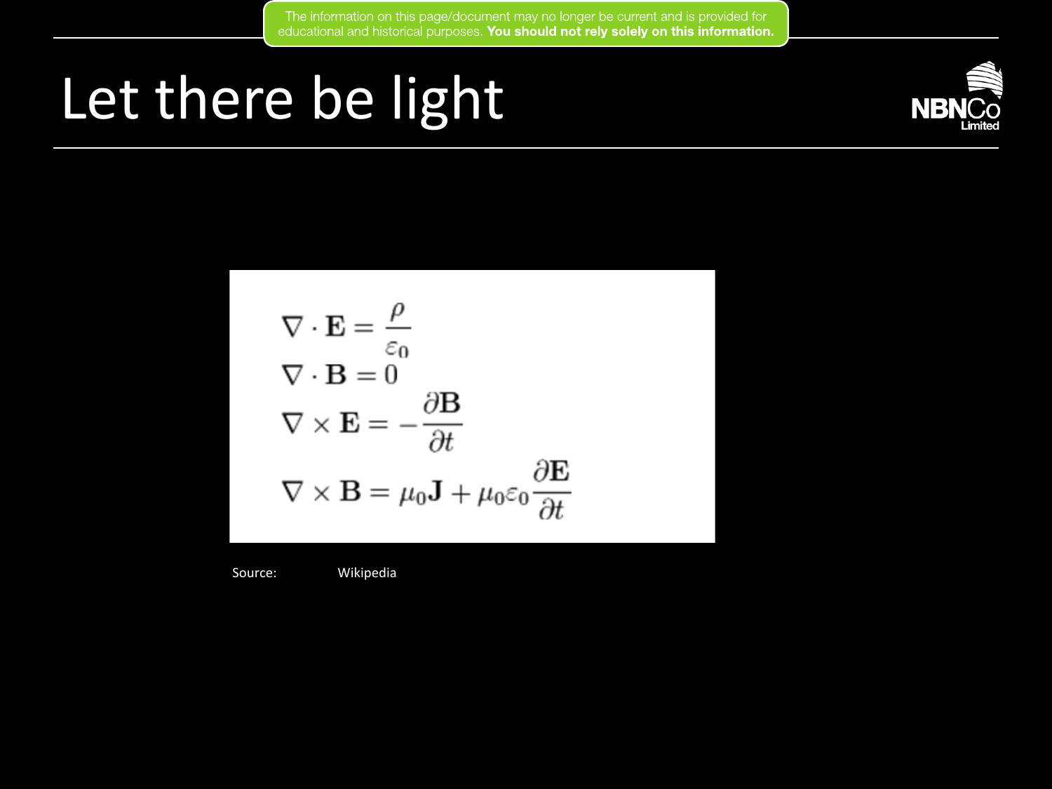# Let there be light

$$\nabla \cdot \mathbf{E} = \frac{\rho}{\varepsilon_0}$$

$$\nabla \cdot \mathbf{B} = 0$$

$$\nabla \times \mathbf{E} = -\frac{\partial \mathbf{B}}{\partial t}$$

$$\nabla \times \mathbf{B} = \mu_0 \mathbf{J} + \mu_0 \varepsilon_0 \frac{\partial \mathbf{E}}{\partial t}$$

Source: Wikipedia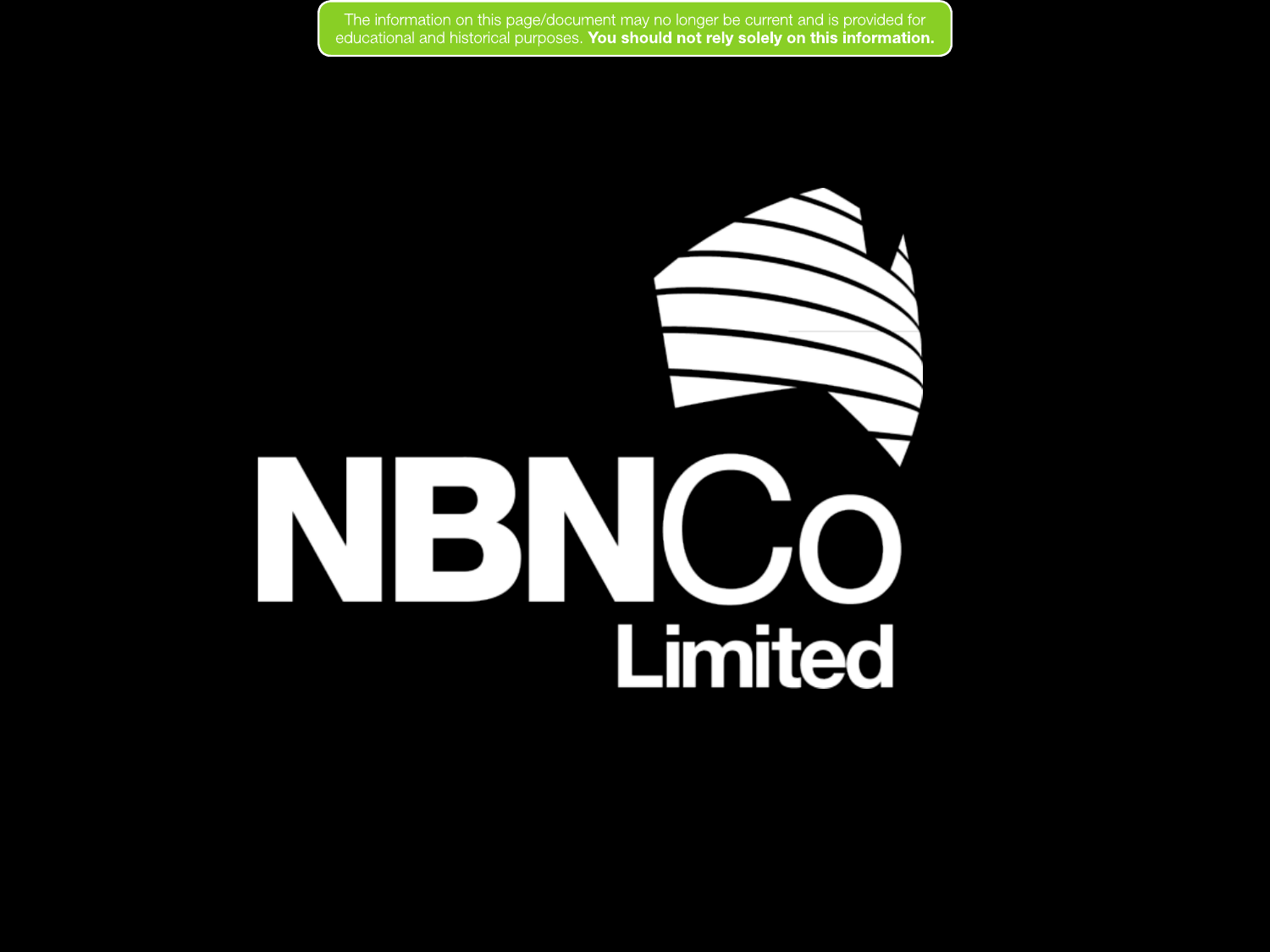The information on this page/document may no longer be current and is provided for educational and historical purposes. **You should not rely solely on this information.**

NBNCo

Limited